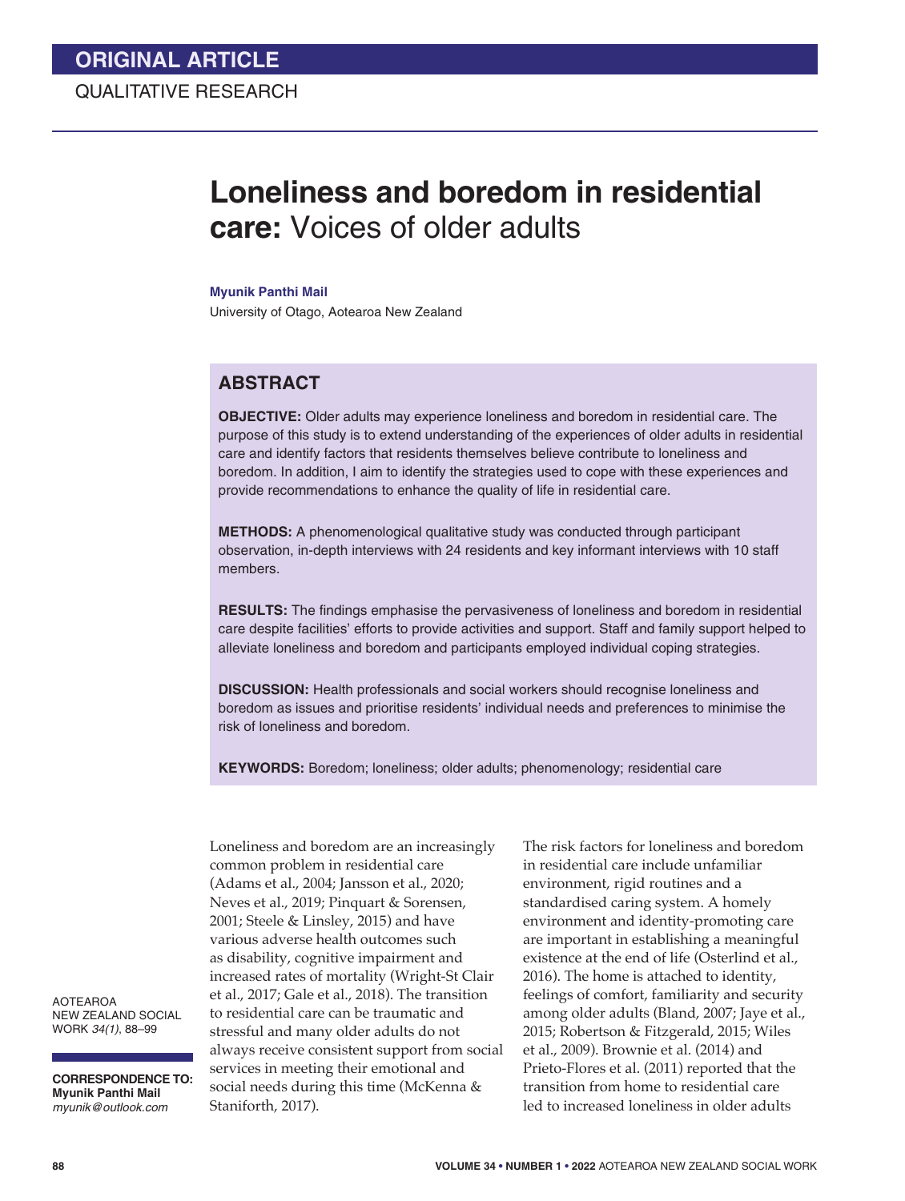ORIGINAL ARTICLE

QUALITATIVE RESEARCH

# Loneliness and boredom in residential care: Voices of older adults

**Myunik Panthi Mail**

University of Otago, Aotearoa New Zealand

## ABSTRACT

**OBJECTIVE:** Older adults may experience loneliness and boredom in residential care. The purpose of this study is to extend understanding of the experiences of older adults in residential care and identify factors that residents themselves believe contribute to loneliness and boredom. In addition, I aim to identify the strategies used to cope with these experiences and provide recommendations to enhance the quality of life in residential care.

**METHODS:** A phenomenological qualitative study was conducted through participant observation, in-depth interviews with 24 residents and key informant interviews with 10 staff members.

**RESULTS:** The findings emphasise the pervasiveness of loneliness and boredom in residential care despite facilities' efforts to provide activities and support. Staff and family support helped to alleviate loneliness and boredom and participants employed individual coping strategies.

**DISCUSSION:** Health professionals and social workers should recognise loneliness and boredom as issues and prioritise residents' individual needs and preferences to minimise the risk of loneliness and boredom.

**KEYWORDS:** Boredom; loneliness; older adults; phenomenology; residential care

**CORRESPONDENCE TO:**
**Myunik Panthi Mail**
*myunik@outlook.com*

Loneliness and boredom are an increasingly common problem in residential care (Adams et al., 2004; Jansson et al., 2020; Neves et al., 2019; Pinquart & Sorensen, 2001; Steele & Linsley, 2015) and have various adverse health outcomes such as disability, cognitive impairment and increased rates of mortality (Wright-St Clair et al., 2017; Gale et al., 2018). The transition to residential care can be traumatic and stressful and many older adults do not always receive consistent support from social services in meeting their emotional and social needs during this time (McKenna & Staniforth, 2017).

The risk factors for loneliness and boredom in residential care include unfamiliar environment, rigid routines and a standardised caring system. A homely environment and identity-promoting care are important in establishing a meaningful existence at the end of life (Osterlind et al., 2016). The home is attached to identity, feelings of comfort, familiarity and security among older adults (Bland, 2007; Jaye et al., 2015; Robertson & Fitzgerald, 2015; Wiles et al., 2009). Brownie et al. (2014) and Prieto-Flores et al. (2011) reported that the transition from home to residential care led to increased loneliness in older adults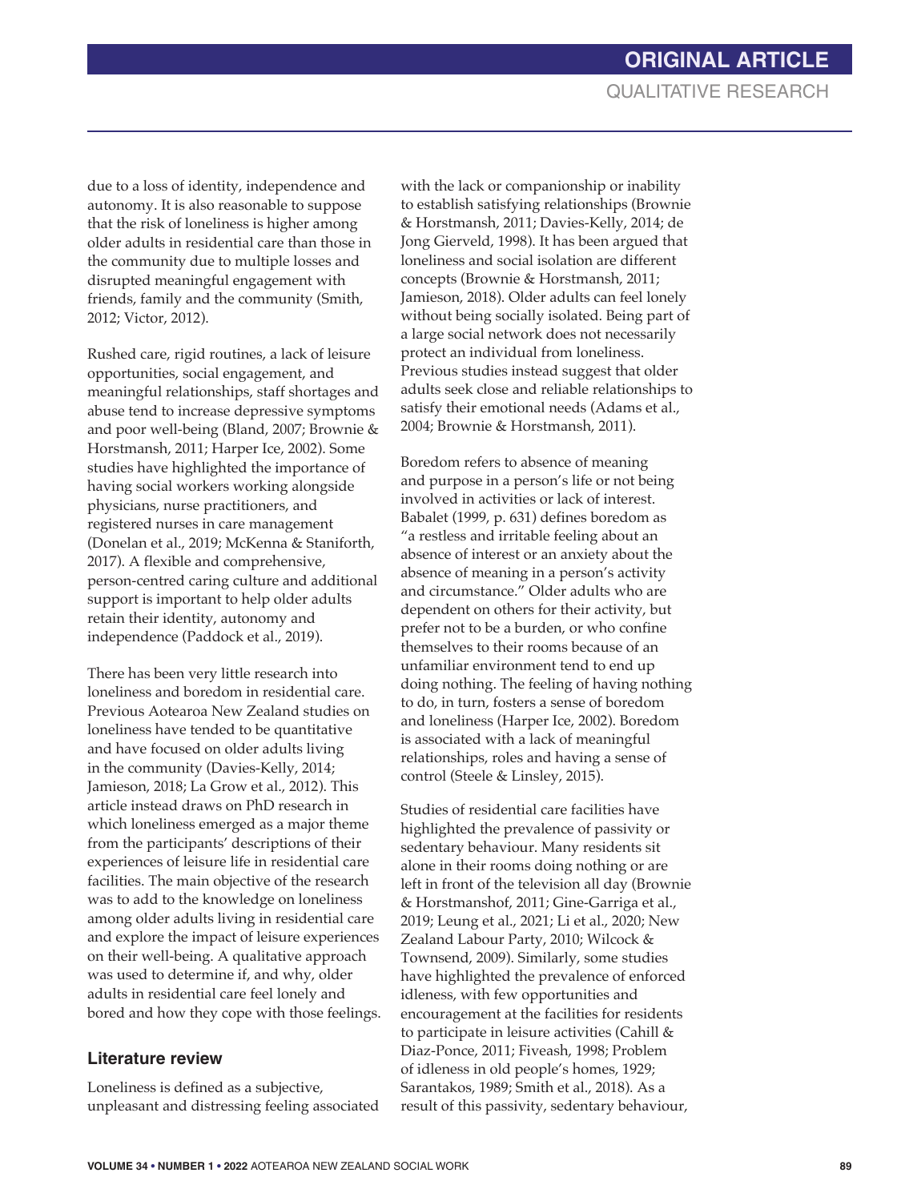due to a loss of identity, independence and autonomy. It is also reasonable to suppose that the risk of loneliness is higher among older adults in residential care than those in the community due to multiple losses and disrupted meaningful engagement with friends, family and the community (Smith, 2012; Victor, 2012).

Rushed care, rigid routines, a lack of leisure opportunities, social engagement, and meaningful relationships, staff shortages and abuse tend to increase depressive symptoms and poor well-being (Bland, 2007; Brownie & Horstmansh, 2011; Harper Ice, 2002). Some studies have highlighted the importance of having social workers working alongside physicians, nurse practitioners, and registered nurses in care management (Donelan et al., 2019; McKenna & Staniforth, 2017). A flexible and comprehensive, person-centred caring culture and additional support is important to help older adults retain their identity, autonomy and independence (Paddock et al., 2019).

There has been very little research into loneliness and boredom in residential care. Previous Aotearoa New Zealand studies on loneliness have tended to be quantitative and have focused on older adults living in the community (Davies-Kelly, 2014; Jamieson, 2018; La Grow et al., 2012). This article instead draws on PhD research in which loneliness emerged as a major theme from the participants' descriptions of their experiences of leisure life in residential care facilities. The main objective of the research was to add to the knowledge on loneliness among older adults living in residential care and explore the impact of leisure experiences on their well-being. A qualitative approach was used to determine if, and why, older adults in residential care feel lonely and bored and how they cope with those feelings.

## Literature review

Loneliness is defined as a subjective, unpleasant and distressing feeling associated with the lack or companionship or inability to establish satisfying relationships (Brownie & Horstmansh, 2011; Davies-Kelly, 2014; de Jong Gierveld, 1998). It has been argued that loneliness and social isolation are different concepts (Brownie & Horstmansh, 2011; Jamieson, 2018). Older adults can feel lonely without being socially isolated. Being part of a large social network does not necessarily protect an individual from loneliness. Previous studies instead suggest that older adults seek close and reliable relationships to satisfy their emotional needs (Adams et al., 2004; Brownie & Horstmansh, 2011).

Boredom refers to absence of meaning and purpose in a person's life or not being involved in activities or lack of interest. Babalet (1999, p. 631) defines boredom as "a restless and irritable feeling about an absence of interest or an anxiety about the absence of meaning in a person's activity and circumstance." Older adults who are dependent on others for their activity, but prefer not to be a burden, or who confine themselves to their rooms because of an unfamiliar environment tend to end up doing nothing. The feeling of having nothing to do, in turn, fosters a sense of boredom and loneliness (Harper Ice, 2002). Boredom is associated with a lack of meaningful relationships, roles and having a sense of control (Steele & Linsley, 2015).

Studies of residential care facilities have highlighted the prevalence of passivity or sedentary behaviour. Many residents sit alone in their rooms doing nothing or are left in front of the television all day (Brownie & Horstmanshof, 2011; Gine-Garriga et al., 2019; Leung et al., 2021; Li et al., 2020; New Zealand Labour Party, 2010; Wilcock & Townsend, 2009). Similarly, some studies have highlighted the prevalence of enforced idleness, with few opportunities and encouragement at the facilities for residents to participate in leisure activities (Cahill & Diaz-Ponce, 2011; Fiveash, 1998; Problem of idleness in old people's homes, 1929; Sarantakos, 1989; Smith et al., 2018). As a result of this passivity, sedentary behaviour,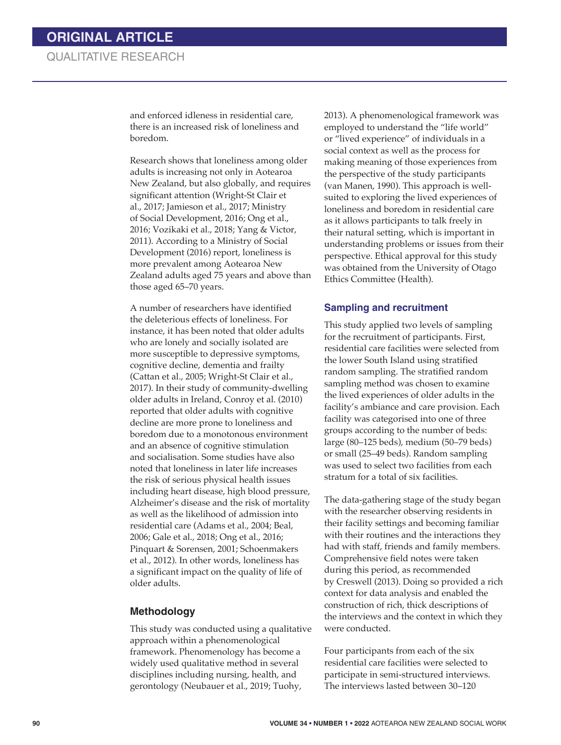and enforced idleness in residential care, there is an increased risk of loneliness and boredom.

Research shows that loneliness among older adults is increasing not only in Aotearoa New Zealand, but also globally, and requires significant attention (Wright-St Clair et al., 2017; Jamieson et al., 2017; Ministry of Social Development, 2016; Ong et al., 2016; Vozikaki et al., 2018; Yang & Victor, 2011). According to a Ministry of Social Development (2016) report, loneliness is more prevalent among Aotearoa New Zealand adults aged 75 years and above than those aged 65–70 years.

A number of researchers have identified the deleterious effects of loneliness. For instance, it has been noted that older adults who are lonely and socially isolated are more susceptible to depressive symptoms, cognitive decline, dementia and frailty (Cattan et al., 2005; Wright-St Clair et al., 2017). In their study of community-dwelling older adults in Ireland, Conroy et al. (2010) reported that older adults with cognitive decline are more prone to loneliness and boredom due to a monotonous environment and an absence of cognitive stimulation and socialisation. Some studies have also noted that loneliness in later life increases the risk of serious physical health issues including heart disease, high blood pressure, Alzheimer's disease and the risk of mortality as well as the likelihood of admission into residential care (Adams et al., 2004; Beal, 2006; Gale et al., 2018; Ong et al., 2016; Pinquart & Sorensen, 2001; Schoenmakers et al., 2012). In other words, loneliness has a significant impact on the quality of life of older adults.

## Methodology

This study was conducted using a qualitative approach within a phenomenological framework. Phenomenology has become a widely used qualitative method in several disciplines including nursing, health, and gerontology (Neubauer et al., 2019; Tuohy, 2013). A phenomenological framework was employed to understand the "life world" or "lived experience" of individuals in a social context as well as the process for making meaning of those experiences from the perspective of the study participants (van Manen, 1990). This approach is well-suited to exploring the lived experiences of loneliness and boredom in residential care as it allows participants to talk freely in their natural setting, which is important in understanding problems or issues from their perspective. Ethical approval for this study was obtained from the University of Otago Ethics Committee (Health).

### Sampling and recruitment

This study applied two levels of sampling for the recruitment of participants. First, residential care facilities were selected from the lower South Island using stratified random sampling. The stratified random sampling method was chosen to examine the lived experiences of older adults in the facility's ambiance and care provision. Each facility was categorised into one of three groups according to the number of beds: large (80–125 beds), medium (50–79 beds) or small (25–49 beds). Random sampling was used to select two facilities from each stratum for a total of six facilities.

The data-gathering stage of the study began with the researcher observing residents in their facility settings and becoming familiar with their routines and the interactions they had with staff, friends and family members. Comprehensive field notes were taken during this period, as recommended by Creswell (2013). Doing so provided a rich context for data analysis and enabled the construction of rich, thick descriptions of the interviews and the context in which they were conducted.

Four participants from each of the six residential care facilities were selected to participate in semi-structured interviews. The interviews lasted between 30–120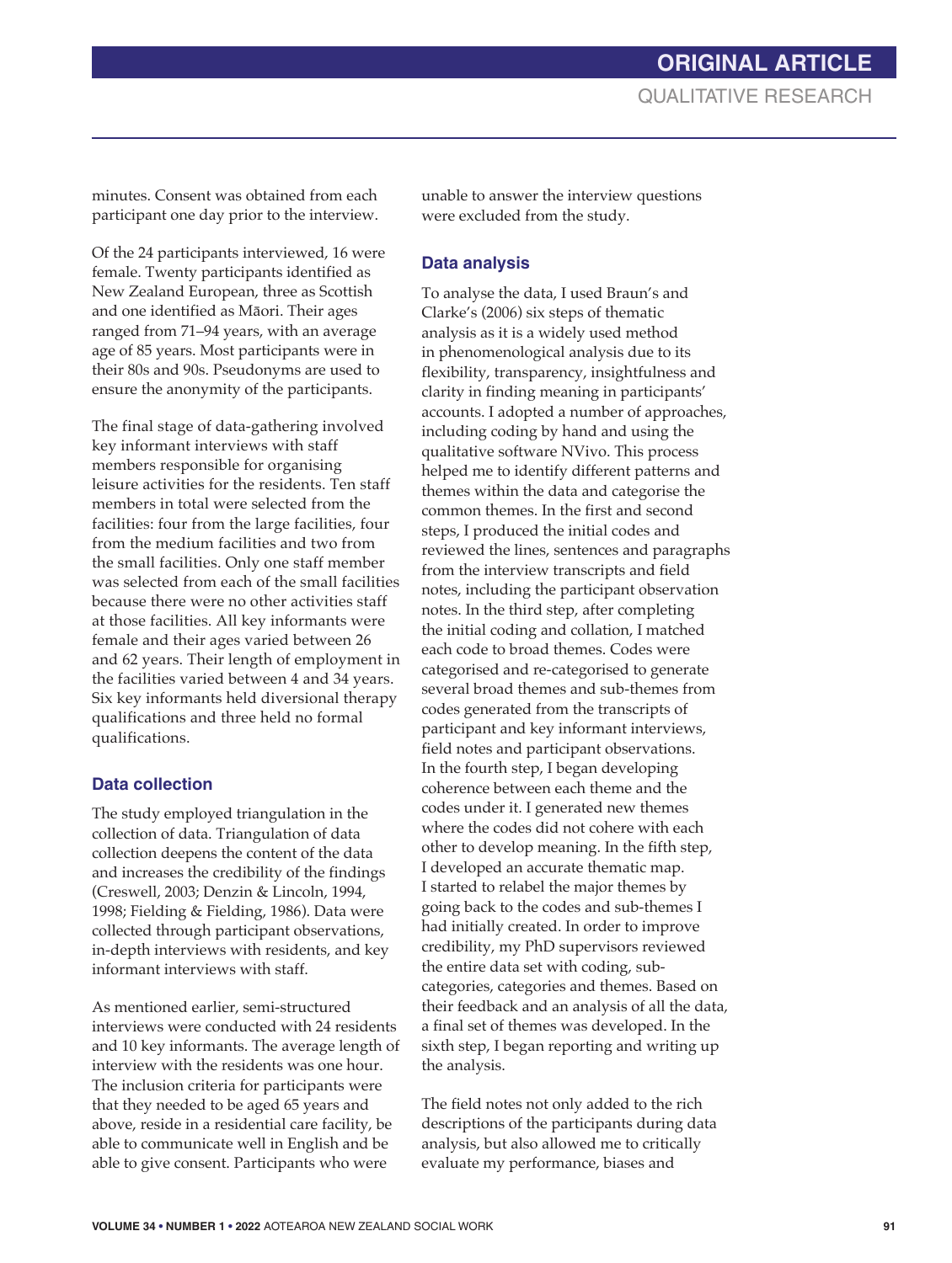minutes. Consent was obtained from each participant one day prior to the interview.

Of the 24 participants interviewed, 16 were female. Twenty participants identified as New Zealand European, three as Scottish and one identified as Māori. Their ages ranged from 71–94 years, with an average age of 85 years. Most participants were in their 80s and 90s. Pseudonyms are used to ensure the anonymity of the participants.

The final stage of data-gathering involved key informant interviews with staff members responsible for organising leisure activities for the residents. Ten staff members in total were selected from the facilities: four from the large facilities, four from the medium facilities and two from the small facilities. Only one staff member was selected from each of the small facilities because there were no other activities staff at those facilities. All key informants were female and their ages varied between 26 and 62 years. Their length of employment in the facilities varied between 4 and 34 years. Six key informants held diversional therapy qualifications and three held no formal qualifications.

### Data collection

The study employed triangulation in the collection of data. Triangulation of data collection deepens the content of the data and increases the credibility of the findings (Creswell, 2003; Denzin & Lincoln, 1994, 1998; Fielding & Fielding, 1986). Data were collected through participant observations, in-depth interviews with residents, and key informant interviews with staff.

As mentioned earlier, semi-structured interviews were conducted with 24 residents and 10 key informants. The average length of interview with the residents was one hour. The inclusion criteria for participants were that they needed to be aged 65 years and above, reside in a residential care facility, be able to communicate well in English and be able to give consent. Participants who were unable to answer the interview questions were excluded from the study.

### Data analysis

To analyse the data, I used Braun's and Clarke's (2006) six steps of thematic analysis as it is a widely used method in phenomenological analysis due to its flexibility, transparency, insightfulness and clarity in finding meaning in participants' accounts. I adopted a number of approaches, including coding by hand and using the qualitative software NVivo. This process helped me to identify different patterns and themes within the data and categorise the common themes. In the first and second steps, I produced the initial codes and reviewed the lines, sentences and paragraphs from the interview transcripts and field notes, including the participant observation notes. In the third step, after completing the initial coding and collation, I matched each code to broad themes. Codes were categorised and re-categorised to generate several broad themes and sub-themes from codes generated from the transcripts of participant and key informant interviews, field notes and participant observations. In the fourth step, I began developing coherence between each theme and the codes under it. I generated new themes where the codes did not cohere with each other to develop meaning. In the fifth step, I developed an accurate thematic map. I started to relabel the major themes by going back to the codes and sub-themes I had initially created. In order to improve credibility, my PhD supervisors reviewed the entire data set with coding, sub-categories, categories and themes. Based on their feedback and an analysis of all the data, a final set of themes was developed. In the sixth step, I began reporting and writing up the analysis.

The field notes not only added to the rich descriptions of the participants during data analysis, but also allowed me to critically evaluate my performance, biases and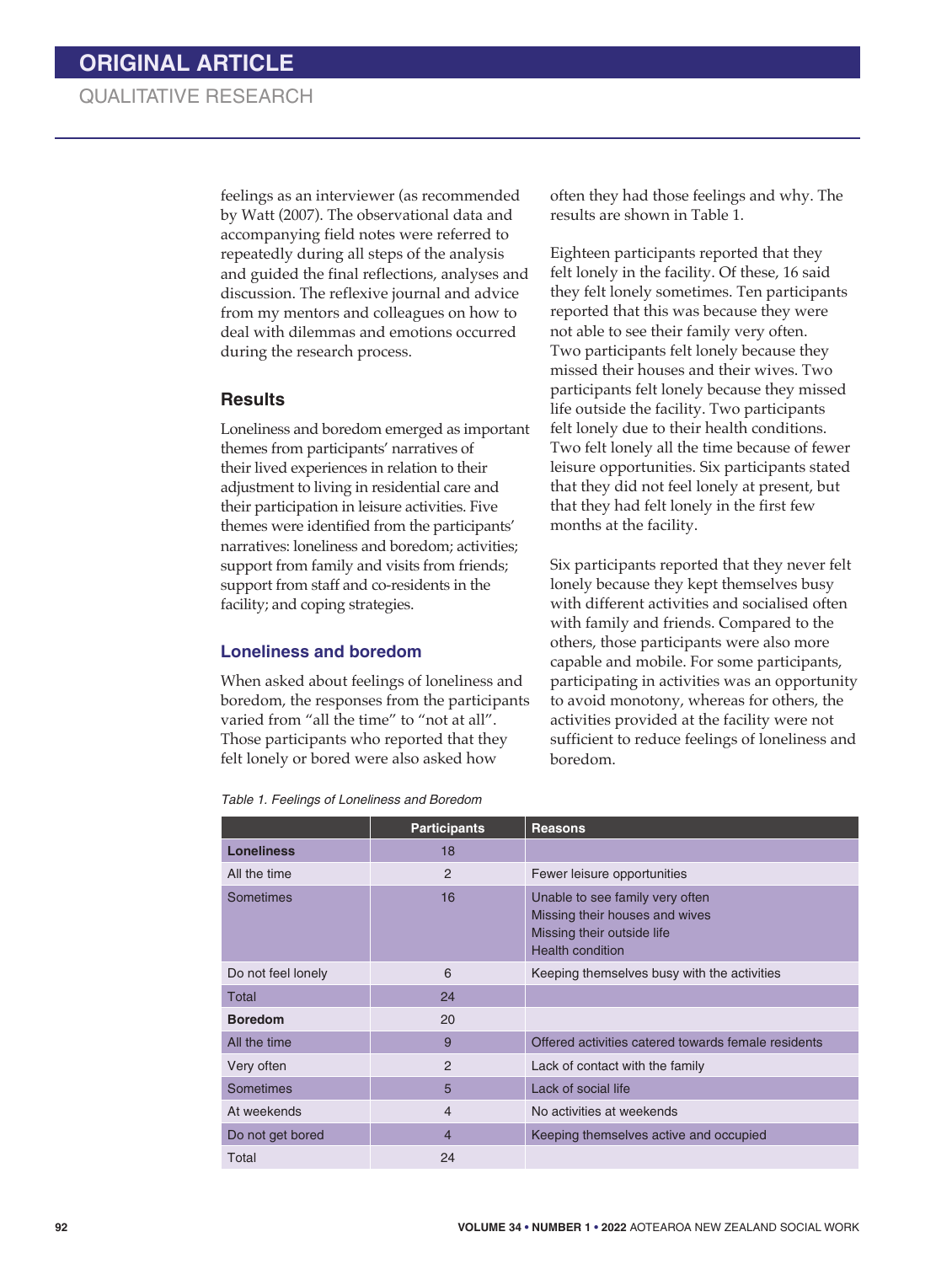feelings as an interviewer (as recommended by Watt (2007). The observational data and accompanying field notes were referred to repeatedly during all steps of the analysis and guided the final reflections, analyses and discussion. The reflexive journal and advice from my mentors and colleagues on how to deal with dilemmas and emotions occurred during the research process.

## Results

Loneliness and boredom emerged as important themes from participants' narratives of their lived experiences in relation to their adjustment to living in residential care and their participation in leisure activities. Five themes were identified from the participants' narratives: loneliness and boredom; activities; support from family and visits from friends; support from staff and co-residents in the facility; and coping strategies.

### Loneliness and boredom

When asked about feelings of loneliness and boredom, the responses from the participants varied from "all the time" to "not at all". Those participants who reported that they felt lonely or bored were also asked how often they had those feelings and why. The results are shown in Table 1.

Eighteen participants reported that they felt lonely in the facility. Of these, 16 said they felt lonely sometimes. Ten participants reported that this was because they were not able to see their family very often. Two participants felt lonely because they missed their houses and their wives. Two participants felt lonely because they missed life outside the facility. Two participants felt lonely due to their health conditions. Two felt lonely all the time because of fewer leisure opportunities. Six participants stated that they did not feel lonely at present, but that they had felt lonely in the first few months at the facility.

Six participants reported that they never felt lonely because they kept themselves busy with different activities and socialised often with family and friends. Compared to the others, those participants were also more capable and mobile. For some participants, participating in activities was an opportunity to avoid monotony, whereas for others, the activities provided at the facility were not sufficient to reduce feelings of loneliness and boredom.

*Table 1. Feelings of Loneliness and Boredom*

| | Participants | Reasons |
|---|---|---|
| **Loneliness** | 18 | |
| All the time | 2 | Fewer leisure opportunities |
| Sometimes | 16 | Unable to see family very often<br>Missing their houses and wives<br>Missing their outside life<br>Health condition |
| Do not feel lonely | 6 | Keeping themselves busy with the activities |
| Total | 24 | |
| **Boredom** | 20 | |
| All the time | 9 | Offered activities catered towards female residents |
| Very often | 2 | Lack of contact with the family |
| Sometimes | 5 | Lack of social life |
| At weekends | 4 | No activities at weekends |
| Do not get bored | 4 | Keeping themselves active and occupied |
| Total | 24 | |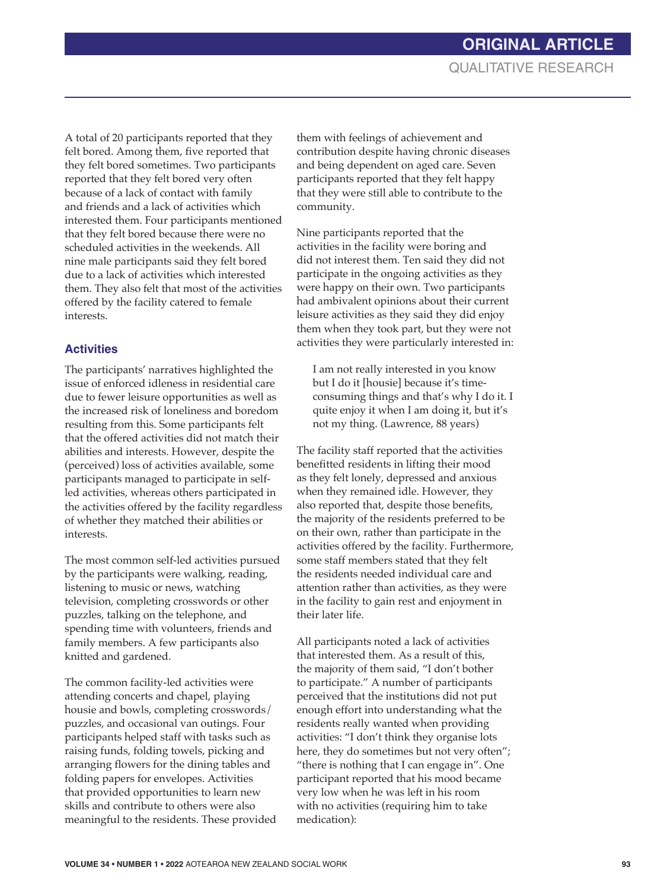A total of 20 participants reported that they felt bored. Among them, five reported that they felt bored sometimes. Two participants reported that they felt bored very often because of a lack of contact with family and friends and a lack of activities which interested them. Four participants mentioned that they felt bored because there were no scheduled activities in the weekends. All nine male participants said they felt bored due to a lack of activities which interested them. They also felt that most of the activities offered by the facility catered to female interests.

### Activities

The participants' narratives highlighted the issue of enforced idleness in residential care due to fewer leisure opportunities as well as the increased risk of loneliness and boredom resulting from this. Some participants felt that the offered activities did not match their abilities and interests. However, despite the (perceived) loss of activities available, some participants managed to participate in self-led activities, whereas others participated in the activities offered by the facility regardless of whether they matched their abilities or interests.

The most common self-led activities pursued by the participants were walking, reading, listening to music or news, watching television, completing crosswords or other puzzles, talking on the telephone, and spending time with volunteers, friends and family members. A few participants also knitted and gardened.

The common facility-led activities were attending concerts and chapel, playing housie and bowls, completing crosswords/puzzles, and occasional van outings. Four participants helped staff with tasks such as raising funds, folding towels, picking and arranging flowers for the dining tables and folding papers for envelopes. Activities that provided opportunities to learn new skills and contribute to others were also meaningful to the residents. These provided them with feelings of achievement and contribution despite having chronic diseases and being dependent on aged care. Seven participants reported that they felt happy that they were still able to contribute to the community.

Nine participants reported that the activities in the facility were boring and did not interest them. Ten said they did not participate in the ongoing activities as they were happy on their own. Two participants had ambivalent opinions about their current leisure activities as they said they did enjoy them when they took part, but they were not activities they were particularly interested in:

> I am not really interested in you know but I do it [housie] because it's time-consuming things and that's why I do it. I quite enjoy it when I am doing it, but it's not my thing. (Lawrence, 88 years)

The facility staff reported that the activities benefitted residents in lifting their mood as they felt lonely, depressed and anxious when they remained idle. However, they also reported that, despite those benefits, the majority of the residents preferred to be on their own, rather than participate in the activities offered by the facility. Furthermore, some staff members stated that they felt the residents needed individual care and attention rather than activities, as they were in the facility to gain rest and enjoyment in their later life.

All participants noted a lack of activities that interested them. As a result of this, the majority of them said, "I don't bother to participate." A number of participants perceived that the institutions did not put enough effort into understanding what the residents really wanted when providing activities: "I don't think they organise lots here, they do sometimes but not very often"; "there is nothing that I can engage in". One participant reported that his mood became very low when he was left in his room with no activities (requiring him to take medication):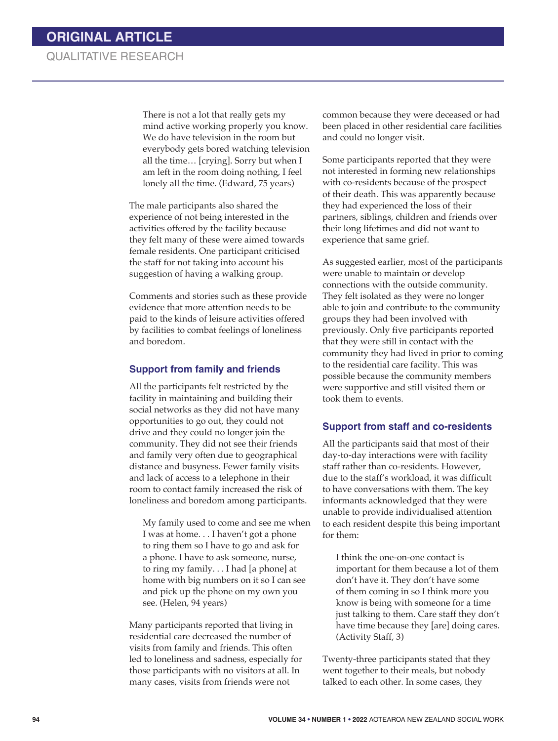> There is not a lot that really gets my mind active working properly you know. We do have television in the room but everybody gets bored watching television all the time… [crying]. Sorry but when I am left in the room doing nothing, I feel lonely all the time. (Edward, 75 years)

The male participants also shared the experience of not being interested in the activities offered by the facility because they felt many of these were aimed towards female residents. One participant criticised the staff for not taking into account his suggestion of having a walking group.

Comments and stories such as these provide evidence that more attention needs to be paid to the kinds of leisure activities offered by facilities to combat feelings of loneliness and boredom.

### Support from family and friends

All the participants felt restricted by the facility in maintaining and building their social networks as they did not have many opportunities to go out, they could not drive and they could no longer join the community. They did not see their friends and family very often due to geographical distance and busyness. Fewer family visits and lack of access to a telephone in their room to contact family increased the risk of loneliness and boredom among participants.

> My family used to come and see me when I was at home. . . I haven't got a phone to ring them so I have to go and ask for a phone. I have to ask someone, nurse, to ring my family. . . I had [a phone] at home with big numbers on it so I can see and pick up the phone on my own you see. (Helen, 94 years)

Many participants reported that living in residential care decreased the number of visits from family and friends. This often led to loneliness and sadness, especially for those participants with no visitors at all. In many cases, visits from friends were not common because they were deceased or had been placed in other residential care facilities and could no longer visit.

Some participants reported that they were not interested in forming new relationships with co-residents because of the prospect of their death. This was apparently because they had experienced the loss of their partners, siblings, children and friends over their long lifetimes and did not want to experience that same grief.

As suggested earlier, most of the participants were unable to maintain or develop connections with the outside community. They felt isolated as they were no longer able to join and contribute to the community groups they had been involved with previously. Only five participants reported that they were still in contact with the community they had lived in prior to coming to the residential care facility. This was possible because the community members were supportive and still visited them or took them to events.

### Support from staff and co-residents

All the participants said that most of their day-to-day interactions were with facility staff rather than co-residents. However, due to the staff's workload, it was difficult to have conversations with them. The key informants acknowledged that they were unable to provide individualised attention to each resident despite this being important for them:

> I think the one-on-one contact is important for them because a lot of them don't have it. They don't have some of them coming in so I think more you know is being with someone for a time just talking to them. Care staff they don't have time because they [are] doing cares. (Activity Staff, 3)

Twenty-three participants stated that they went together to their meals, but nobody talked to each other. In some cases, they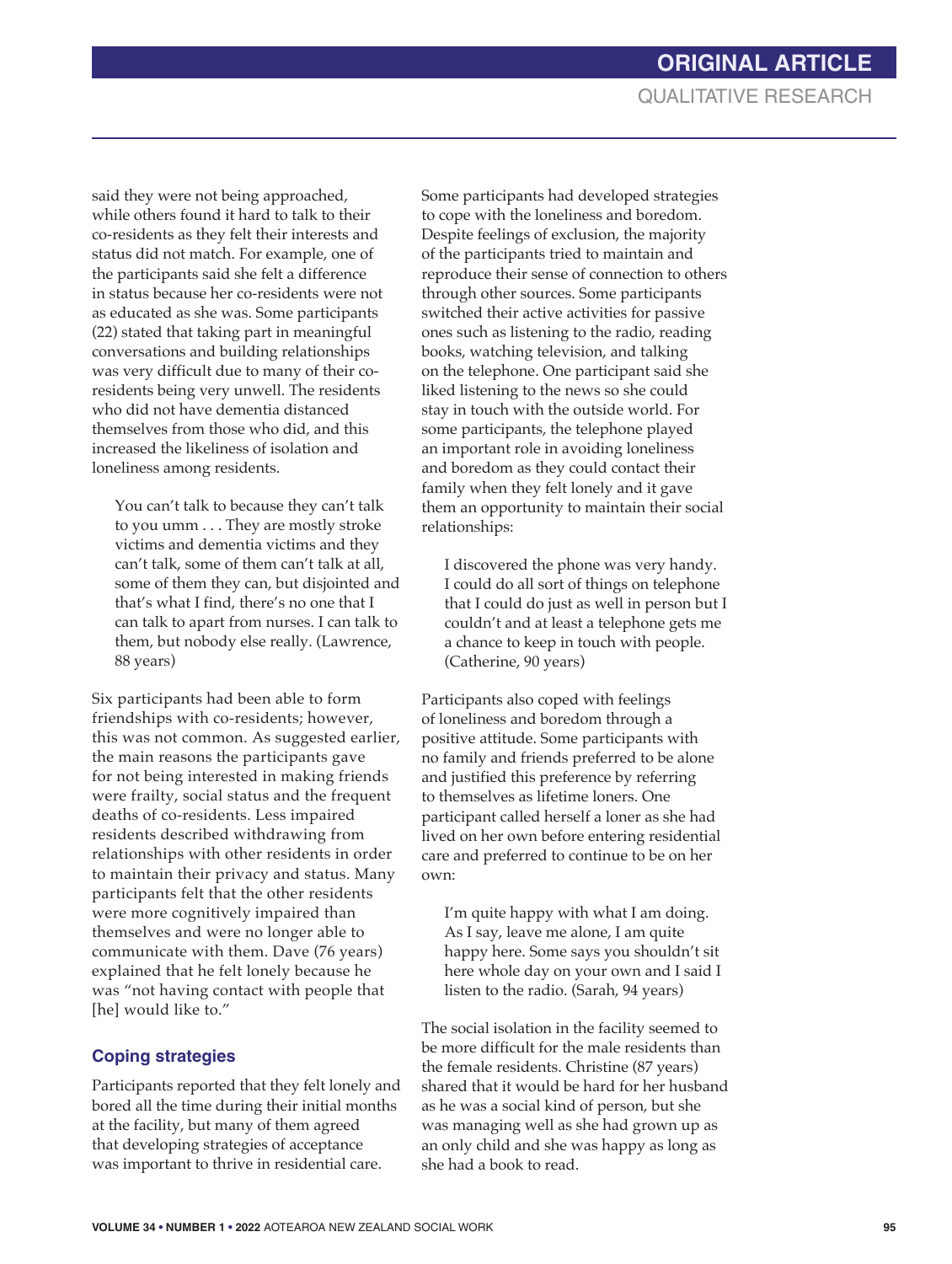said they were not being approached, while others found it hard to talk to their co-residents as they felt their interests and status did not match. For example, one of the participants said she felt a difference in status because her co-residents were not as educated as she was. Some participants (22) stated that taking part in meaningful conversations and building relationships was very difficult due to many of their co-residents being very unwell. The residents who did not have dementia distanced themselves from those who did, and this increased the likeliness of isolation and loneliness among residents.

> You can't talk to because they can't talk to you umm . . . They are mostly stroke victims and dementia victims and they can't talk, some of them can't talk at all, some of them they can, but disjointed and that's what I find, there's no one that I can talk to apart from nurses. I can talk to them, but nobody else really. (Lawrence, 88 years)

Six participants had been able to form friendships with co-residents; however, this was not common. As suggested earlier, the main reasons the participants gave for not being interested in making friends were frailty, social status and the frequent deaths of co-residents. Less impaired residents described withdrawing from relationships with other residents in order to maintain their privacy and status. Many participants felt that the other residents were more cognitively impaired than themselves and were no longer able to communicate with them. Dave (76 years) explained that he felt lonely because he was "not having contact with people that [he] would like to."

### Coping strategies

Participants reported that they felt lonely and bored all the time during their initial months at the facility, but many of them agreed that developing strategies of acceptance was important to thrive in residential care. Some participants had developed strategies to cope with the loneliness and boredom. Despite feelings of exclusion, the majority of the participants tried to maintain and reproduce their sense of connection to others through other sources. Some participants switched their active activities for passive ones such as listening to the radio, reading books, watching television, and talking on the telephone. One participant said she liked listening to the news so she could stay in touch with the outside world. For some participants, the telephone played an important role in avoiding loneliness and boredom as they could contact their family when they felt lonely and it gave them an opportunity to maintain their social relationships:

> I discovered the phone was very handy. I could do all sort of things on telephone that I could do just as well in person but I couldn't and at least a telephone gets me a chance to keep in touch with people. (Catherine, 90 years)

Participants also coped with feelings of loneliness and boredom through a positive attitude. Some participants with no family and friends preferred to be alone and justified this preference by referring to themselves as lifetime loners. One participant called herself a loner as she had lived on her own before entering residential care and preferred to continue to be on her own:

> I'm quite happy with what I am doing. As I say, leave me alone, I am quite happy here. Some says you shouldn't sit here whole day on your own and I said I listen to the radio. (Sarah, 94 years)

The social isolation in the facility seemed to be more difficult for the male residents than the female residents. Christine (87 years) shared that it would be hard for her husband as he was a social kind of person, but she was managing well as she had grown up as an only child and she was happy as long as she had a book to read.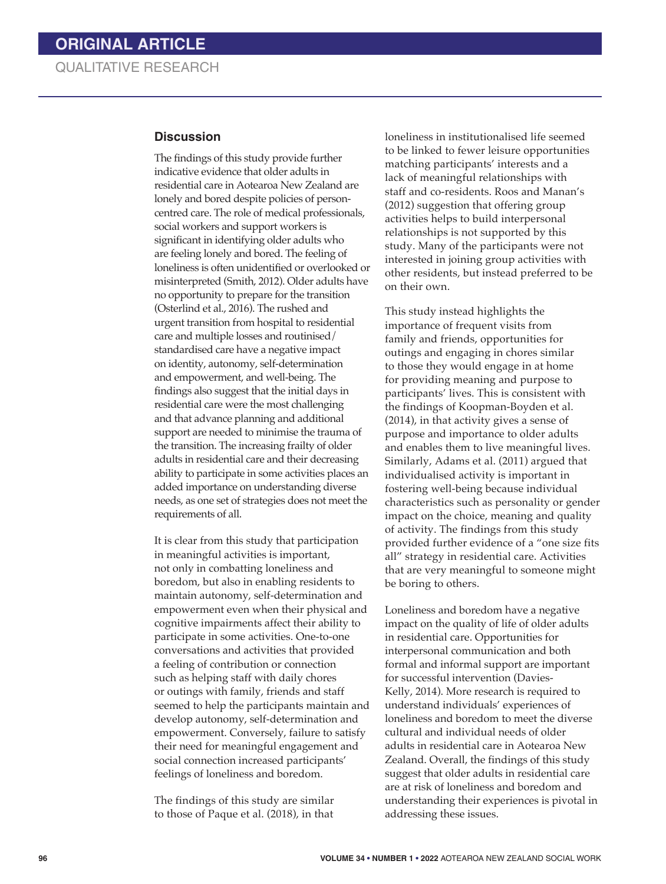## Discussion

The findings of this study provide further indicative evidence that older adults in residential care in Aotearoa New Zealand are lonely and bored despite policies of person-centred care. The role of medical professionals, social workers and support workers is significant in identifying older adults who are feeling lonely and bored. The feeling of loneliness is often unidentified or overlooked or misinterpreted (Smith, 2012). Older adults have no opportunity to prepare for the transition (Osterlind et al., 2016). The rushed and urgent transition from hospital to residential care and multiple losses and routinised/standardised care have a negative impact on identity, autonomy, self-determination and empowerment, and well-being. The findings also suggest that the initial days in residential care were the most challenging and that advance planning and additional support are needed to minimise the trauma of the transition. The increasing frailty of older adults in residential care and their decreasing ability to participate in some activities places an added importance on understanding diverse needs, as one set of strategies does not meet the requirements of all.

It is clear from this study that participation in meaningful activities is important, not only in combatting loneliness and boredom, but also in enabling residents to maintain autonomy, self-determination and empowerment even when their physical and cognitive impairments affect their ability to participate in some activities. One-to-one conversations and activities that provided a feeling of contribution or connection such as helping staff with daily chores or outings with family, friends and staff seemed to help the participants maintain and develop autonomy, self-determination and empowerment. Conversely, failure to satisfy their need for meaningful engagement and social connection increased participants' feelings of loneliness and boredom.

The findings of this study are similar to those of Paque et al. (2018), in that loneliness in institutionalised life seemed to be linked to fewer leisure opportunities matching participants' interests and a lack of meaningful relationships with staff and co-residents. Roos and Manan's (2012) suggestion that offering group activities helps to build interpersonal relationships is not supported by this study. Many of the participants were not interested in joining group activities with other residents, but instead preferred to be on their own.

This study instead highlights the importance of frequent visits from family and friends, opportunities for outings and engaging in chores similar to those they would engage in at home for providing meaning and purpose to participants' lives. This is consistent with the findings of Koopman-Boyden et al. (2014), in that activity gives a sense of purpose and importance to older adults and enables them to live meaningful lives. Similarly, Adams et al. (2011) argued that individualised activity is important in fostering well-being because individual characteristics such as personality or gender impact on the choice, meaning and quality of activity. The findings from this study provided further evidence of a "one size fits all" strategy in residential care. Activities that are very meaningful to someone might be boring to others.

Loneliness and boredom have a negative impact on the quality of life of older adults in residential care. Opportunities for interpersonal communication and both formal and informal support are important for successful intervention (Davies-Kelly, 2014). More research is required to understand individuals' experiences of loneliness and boredom to meet the diverse cultural and individual needs of older adults in residential care in Aotearoa New Zealand. Overall, the findings of this study suggest that older adults in residential care are at risk of loneliness and boredom and understanding their experiences is pivotal in addressing these issues.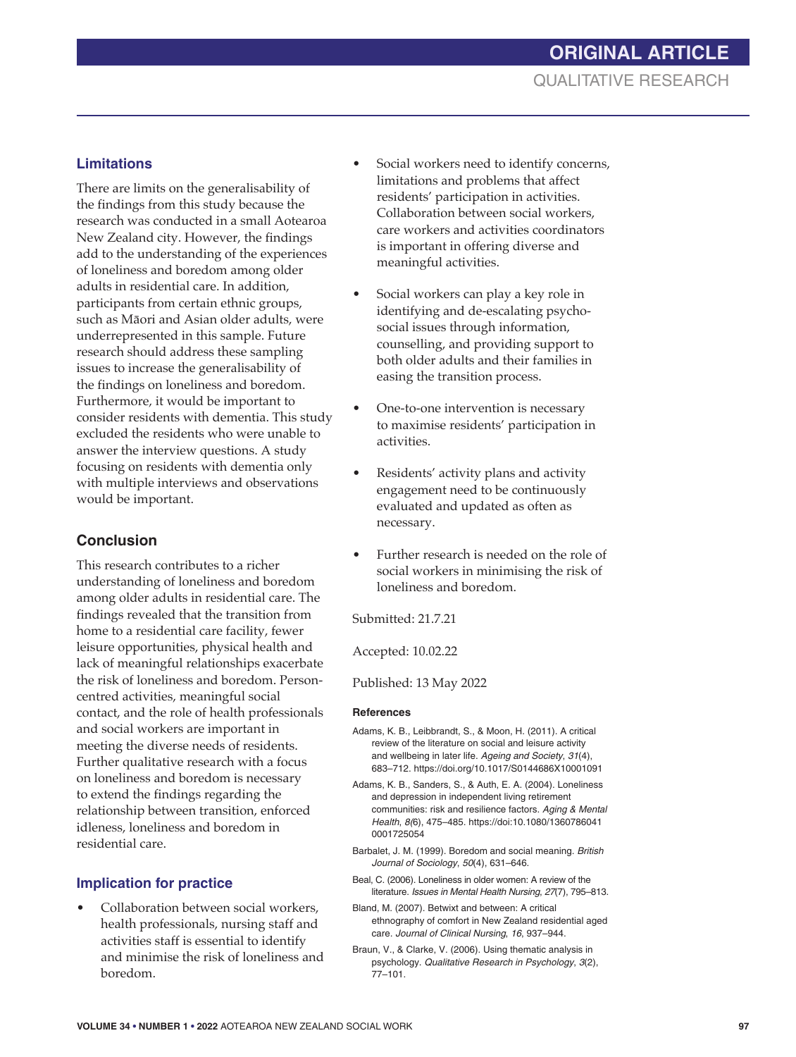### Limitations

There are limits on the generalisability of the findings from this study because the research was conducted in a small Aotearoa New Zealand city. However, the findings add to the understanding of the experiences of loneliness and boredom among older adults in residential care. In addition, participants from certain ethnic groups, such as Māori and Asian older adults, were underrepresented in this sample. Future research should address these sampling issues to increase the generalisability of the findings on loneliness and boredom. Furthermore, it would be important to consider residents with dementia. This study excluded the residents who were unable to answer the interview questions. A study focusing on residents with dementia only with multiple interviews and observations would be important.

## Conclusion

This research contributes to a richer understanding of loneliness and boredom among older adults in residential care. The findings revealed that the transition from home to a residential care facility, fewer leisure opportunities, physical health and lack of meaningful relationships exacerbate the risk of loneliness and boredom. Person-centred activities, meaningful social contact, and the role of health professionals and social workers are important in meeting the diverse needs of residents. Further qualitative research with a focus on loneliness and boredom is necessary to extend the findings regarding the relationship between transition, enforced idleness, loneliness and boredom in residential care.

### Implication for practice

- Collaboration between social workers, health professionals, nursing staff and activities staff is essential to identify and minimise the risk of loneliness and boredom.
- Social workers need to identify concerns, limitations and problems that affect residents' participation in activities. Collaboration between social workers, care workers and activities coordinators is important in offering diverse and meaningful activities.
- Social workers can play a key role in identifying and de-escalating psycho-social issues through information, counselling, and providing support to both older adults and their families in easing the transition process.
- One-to-one intervention is necessary to maximise residents' participation in activities.
- Residents' activity plans and activity engagement need to be continuously evaluated and updated as often as necessary.
- Further research is needed on the role of social workers in minimising the risk of loneliness and boredom.

Submitted: 21.7.21

Accepted: 10.02.22

Published: 13 May 2022

#### References

Adams, K. B., Leibbrandt, S., & Moon, H. (2011). A critical review of the literature on social and leisure activity and wellbeing in later life. *Ageing and Society*, *31*(4), 683–712. https://doi.org/10.1017/S0144686X10001091

Adams, K. B., Sanders, S., & Auth, E. A. (2004). Loneliness and depression in independent living retirement communities: risk and resilience factors. *Aging & Mental Health*, *8*(6), 475–485. https://doi:10.1080/13607860410001725054

Barbalet, J. M. (1999). Boredom and social meaning. *British Journal of Sociology*, *50*(4), 631–646.

Beal, C. (2006). Loneliness in older women: A review of the literature. *Issues in Mental Health Nursing*, *27*(7), 795–813.

Bland, M. (2007). Betwixt and between: A critical ethnography of comfort in New Zealand residential aged care. *Journal of Clinical Nursing*, *16*, 937–944.

Braun, V., & Clarke, V. (2006). Using thematic analysis in psychology. *Qualitative Research in Psychology*, *3*(2), 77–101.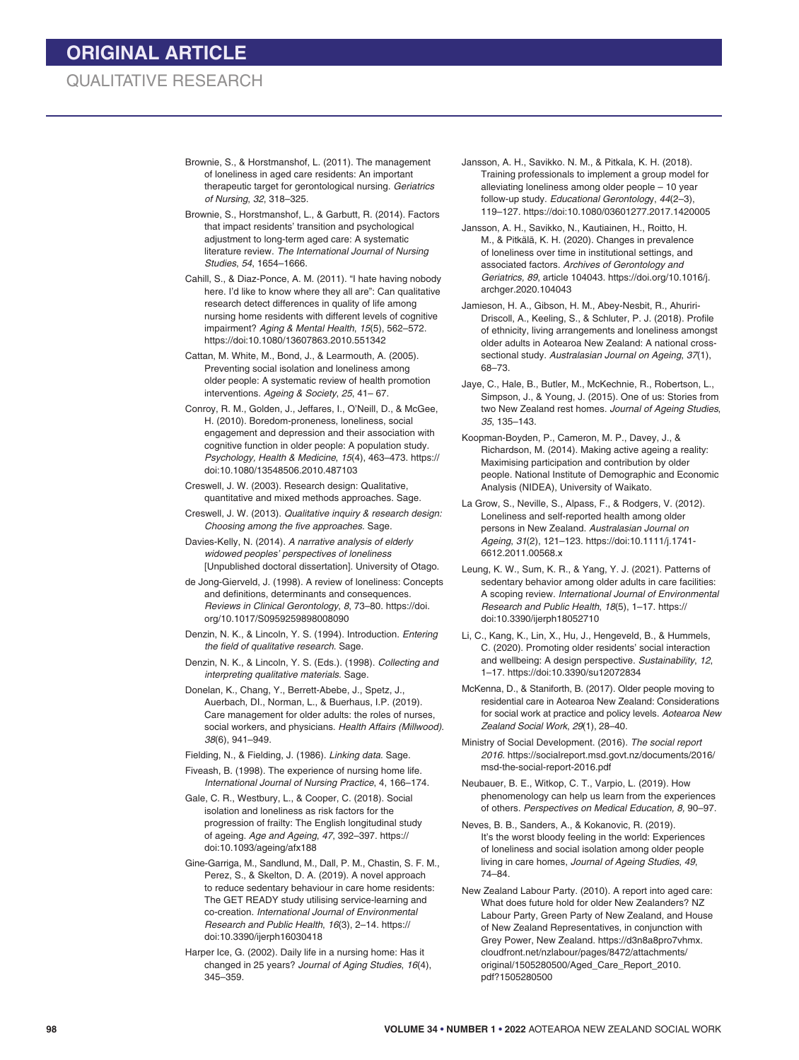Brownie, S., & Horstmanshof, L. (2011). The management of loneliness in aged care residents: An important therapeutic target for gerontological nursing. *Geriatrics of Nursing*, *32*, 318–325.

Brownie, S., Horstmanshof, L., & Garbutt, R. (2014). Factors that impact residents' transition and psychological adjustment to long-term aged care: A systematic literature review. *The International Journal of Nursing Studies*, *54*, 1654–1666.

Cahill, S., & Diaz-Ponce, A. M. (2011). "I hate having nobody here. I'd like to know where they all are": Can qualitative research detect differences in quality of life among nursing home residents with different levels of cognitive impairment? *Aging & Mental Health*, *15*(5), 562–572. https://doi:10.1080/13607863.2010.551342

Cattan, M. White, M., Bond, J., & Learmouth, A. (2005). Preventing social isolation and loneliness among older people: A systematic review of health promotion interventions. *Ageing & Society*, *25*, 41– 67.

Conroy, R. M., Golden, J., Jeffares, I., O'Neill, D., & McGee, H. (2010). Boredom-proneness, loneliness, social engagement and depression and their association with cognitive function in older people: A population study. *Psychology, Health & Medicine*, *15*(4), 463–473. https://doi:10.1080/13548506.2010.487103

Creswell, J. W. (2003). Research design: Qualitative, quantitative and mixed methods approaches. Sage.

Creswell, J. W. (2013). *Qualitative inquiry & research design: Choosing among the five approaches*. Sage.

Davies-Kelly, N. (2014). *A narrative analysis of elderly widowed peoples' perspectives of loneliness* [Unpublished doctoral dissertation]. University of Otago.

de Jong-Gierveld, J. (1998). A review of loneliness: Concepts and definitions, determinants and consequences. *Reviews in Clinical Gerontology*, *8*, 73–80. https://doi.org/10.1017/S0959259898008090

Denzin, N. K., & Lincoln, Y. S. (1994). Introduction. *Entering the field of qualitative research*. Sage.

Denzin, N. K., & Lincoln, Y. S. (Eds.). (1998). *Collecting and interpreting qualitative materials.* Sage.

Donelan, K., Chang, Y., Berrett-Abebe, J., Spetz, J., Auerbach, DI., Norman, L., & Buerhaus, I.P. (2019). Care management for older adults: the roles of nurses, social workers, and physicians. *Health Affairs (Millwood)*. *38*(6), 941–949.

Fielding, N., & Fielding, J. (1986). *Linking data.* Sage.

Fiveash, B. (1998). The experience of nursing home life. *International Journal of Nursing Practice*, 4, 166–174.

Gale, C. R., Westbury, L., & Cooper, C. (2018). Social isolation and loneliness as risk factors for the progression of frailty: The English longitudinal study of ageing. *Age and Ageing*, *47*, 392–397. https://doi:10.1093/ageing/afx188

Gine-Garriga, M., Sandlund, M., Dall, P. M., Chastin, S. F. M., Perez, S., & Skelton, D. A. (2019). A novel approach to reduce sedentary behaviour in care home residents: The GET READY study utilising service-learning and co-creation. *International Journal of Environmental Research and Public Health*, *16*(3), 2–14. https://doi:10.3390/ijerph16030418

Harper Ice, G. (2002). Daily life in a nursing home: Has it changed in 25 years? *Journal of Aging Studies*, *16*(4), 345–359.

Jansson, A. H., Savikko. N. M., & Pitkala, K. H. (2018). Training professionals to implement a group model for alleviating loneliness among older people – 10 year follow-up study. *Educational Gerontology*, *44*(2–3), 119–127. https://doi:10.1080/03601277.2017.1420005

Jansson, A. H., Savikko, N., Kautiainen, H., Roitto, H. M., & Pitkälä, K. H. (2020). Changes in prevalence of loneliness over time in institutional settings, and associated factors. *Archives of Gerontology and Geriatrics, 89*, article 104043. https://doi.org/10.1016/j.archger.2020.104043

Jamieson, H. A., Gibson, H. M., Abey-Nesbit, R., Ahuriri-Driscoll, A., Keeling, S., & Schluter, P. J. (2018). Profile of ethnicity, living arrangements and loneliness amongst older adults in Aotearoa New Zealand: A national cross-sectional study. *Australasian Journal on Ageing*, *37*(1), 68–73.

Jaye, C., Hale, B., Butler, M., McKechnie, R., Robertson, L., Simpson, J., & Young, J. (2015). One of us: Stories from two New Zealand rest homes. *Journal of Ageing Studies*, *35*, 135–143.

Koopman-Boyden, P., Cameron, M. P., Davey, J., & Richardson, M. (2014). Making active ageing a reality: Maximising participation and contribution by older people. National Institute of Demographic and Economic Analysis (NIDEA), University of Waikato.

La Grow, S., Neville, S., Alpass, F., & Rodgers, V. (2012). Loneliness and self-reported health among older persons in New Zealand. *Australasian Journal on Ageing*, *31*(2), 121–123. https://doi:10.1111/j.1741-6612.2011.00568.x

Leung, K. W., Sum, K. R., & Yang, Y. J. (2021). Patterns of sedentary behavior among older adults in care facilities: A scoping review. *International Journal of Environmental Research and Public Health*, *18*(5), 1–17. https://doi:10.3390/ijerph18052710

Li, C., Kang, K., Lin, X., Hu, J., Hengeveld, B., & Hummels, C. (2020). Promoting older residents' social interaction and wellbeing: A design perspective. *Sustainability*, *12*, 1–17. https://doi:10.3390/su12072834

McKenna, D., & Staniforth, B. (2017). Older people moving to residential care in Aotearoa New Zealand: Considerations for social work at practice and policy levels. *Aotearoa New Zealand Social Work*, *29*(1), 28–40.

Ministry of Social Development. (2016). *The social report 2016*. https://socialreport.msd.govt.nz/documents/2016/msd-the-social-report-2016.pdf

Neubauer, B. E., Witkop, C. T., Varpio, L. (2019). How phenomenology can help us learn from the experiences of others. *Perspectives on Medical Education, 8*, 90–97.

Neves, B. B., Sanders, A., & Kokanovic, R. (2019). It's the worst bloody feeling in the world: Experiences of loneliness and social isolation among older people living in care homes, *Journal of Ageing Studies*, *49*, 74–84.

New Zealand Labour Party. (2010). A report into aged care: What does future hold for older New Zealanders? NZ Labour Party, Green Party of New Zealand, and House of New Zealand Representatives, in conjunction with Grey Power, New Zealand. https://d3n8a8pro7vhmx.cloudfront.net/nzlabour/pages/8472/attachments/original/1505280500/Aged_Care_Report_2010.pdf?1505280500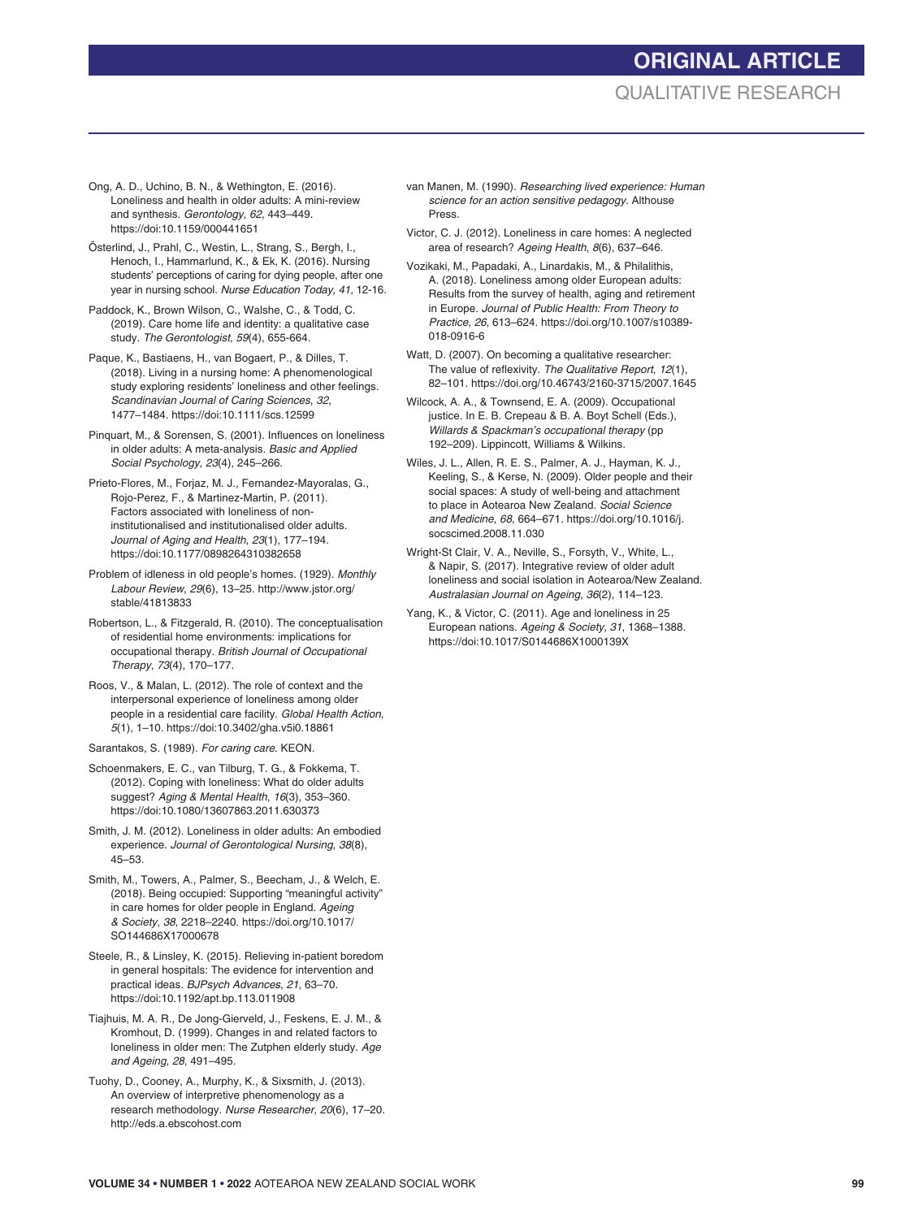Ong, A. D., Uchino, B. N., & Wethington, E. (2016). Loneliness and health in older adults: A mini-review and synthesis. *Gerontology*, *62*, 443–449. https://doi:10.1159/000441651

Österlind, J., Prahl, C., Westin, L., Strang, S., Bergh, I., Henoch, I., Hammarlund, K., & Ek, K. (2016). Nursing students' perceptions of caring for dying people, after one year in nursing school. *Nurse Education Today, 41*, 12-16.

Paddock, K., Brown Wilson, C., Walshe, C., & Todd, C. (2019). Care home life and identity: a qualitative case study. *The Gerontologist, 59*(4), 655-664.

Paque, K., Bastiaens, H., van Bogaert, P., & Dilles, T. (2018). Living in a nursing home: A phenomenological study exploring residents' loneliness and other feelings. *Scandinavian Journal of Caring Sciences*, *32*, 1477–1484. https://doi:10.1111/scs.12599

Pinquart, M., & Sorensen, S. (2001). Influences on loneliness in older adults: A meta-analysis. *Basic and Applied Social Psychology*, *23*(4), 245–266.

Prieto-Flores, M., Forjaz, M. J., Fernandez-Mayoralas, G., Rojo-Perez, F., & Martinez-Martin, P. (2011). Factors associated with loneliness of non-institutionalised and institutionalised older adults. *Journal of Aging and Health*, *23*(1), 177–194. https://doi:10.1177/0898264310382658

Problem of idleness in old people's homes. (1929). *Monthly Labour Review*, *29*(6), 13–25. http://www.jstor.org/stable/41813833

Robertson, L., & Fitzgerald, R. (2010). The conceptualisation of residential home environments: implications for occupational therapy. *British Journal of Occupational Therapy*, *73*(4), 170–177.

Roos, V., & Malan, L. (2012). The role of context and the interpersonal experience of loneliness among older people in a residential care facility. *Global Health Action*, *5*(1), 1–10. https://doi:10.3402/gha.v5i0.18861

Sarantakos, S. (1989). *For caring care*. KEON.

Schoenmakers, E. C., van Tilburg, T. G., & Fokkema, T. (2012). Coping with loneliness: What do older adults suggest? *Aging & Mental Health*, *16*(3), 353–360. https://doi:10.1080/13607863.2011.630373

Smith, J. M. (2012). Loneliness in older adults: An embodied experience. *Journal of Gerontological Nursing*, *38*(8), 45–53.

Smith, M., Towers, A., Palmer, S., Beecham, J., & Welch, E. (2018). Being occupied: Supporting "meaningful activity" in care homes for older people in England. *Ageing & Society*, *38*, 2218–2240. https://doi.org/10.1017/SO144686X17000678

Steele, R., & Linsley, K. (2015). Relieving in-patient boredom in general hospitals: The evidence for intervention and practical ideas. *BJPsych Advances*, *21*, 63–70. https://doi:10.1192/apt.bp.113.011908

Tiajhuis, M. A. R., De Jong-Gierveld, J., Feskens, E. J. M., & Kromhout, D. (1999). Changes in and related factors to loneliness in older men: The Zutphen elderly study. *Age and Ageing*, *28*, 491–495.

Tuohy, D., Cooney, A., Murphy, K., & Sixsmith, J. (2013). An overview of interpretive phenomenology as a research methodology. *Nurse Researcher, 20*(6), 17–20. http://eds.a.ebscohost.com

van Manen, M. (1990). *Researching lived experience: Human science for an action sensitive pedagogy*. Althouse Press.

Victor, C. J. (2012). Loneliness in care homes: A neglected area of research? *Ageing Health*, *8*(6), 637–646.

Vozikaki, M., Papadaki, A., Linardakis, M., & Philalithis, A. (2018). Loneliness among older European adults: Results from the survey of health, aging and retirement in Europe. *Journal of Public Health: From Theory to Practice*, *26*, 613–624. https://doi.org/10.1007/s10389-018-0916-6

Watt, D. (2007). On becoming a qualitative researcher: The value of reflexivity. *The Qualitative Report*, *12*(1), 82–101. https://doi.org/10.46743/2160-3715/2007.1645

Wilcock, A. A., & Townsend, E. A. (2009). Occupational justice. In E. B. Crepeau & B. A. Boyt Schell (Eds.), *Willards & Spackman's occupational therapy* (pp 192–209). Lippincott, Williams & Wilkins.

Wiles, J. L., Allen, R. E. S., Palmer, A. J., Hayman, K. J., Keeling, S., & Kerse, N. (2009). Older people and their social spaces: A study of well-being and attachment to place in Aotearoa New Zealand. *Social Science and Medicine*, *68*, 664–671. https://doi.org/10.1016/j.socscimed.2008.11.030

Wright-St Clair, V. A., Neville, S., Forsyth, V., White, L., & Napir, S. (2017). Integrative review of older adult loneliness and social isolation in Aotearoa/New Zealand. *Australasian Journal on Ageing*, *36*(2), 114–123.

Yang, K., & Victor, C. (2011). Age and loneliness in 25 European nations. *Ageing & Society*, *31*, 1368–1388. https://doi:10.1017/S0144686X1000139X